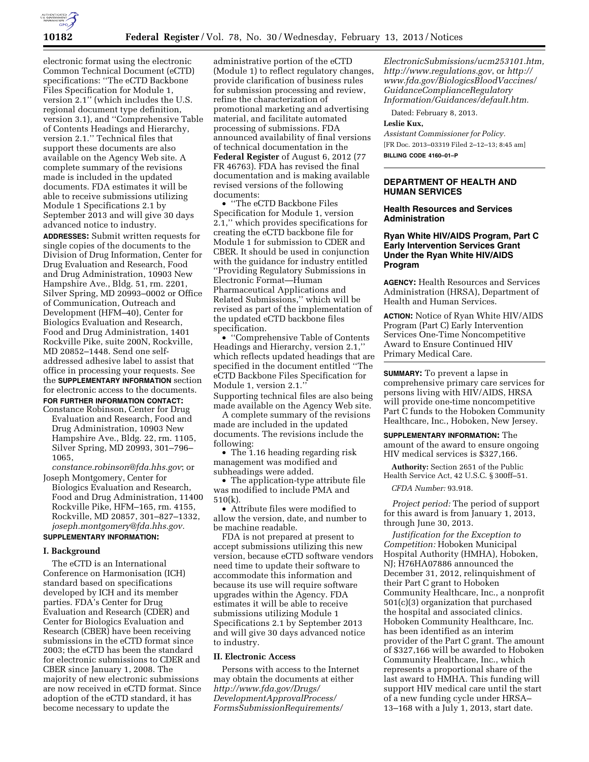electronic format using the electronic Common Technical Document (eCTD) specifications: ''The eCTD Backbone Files Specification for Module 1, version 2.1'' (which includes the U.S. regional document type definition, version 3.1), and ''Comprehensive Table of Contents Headings and Hierarchy, version 2.1.'' Technical files that support these documents are also available on the Agency Web site. A complete summary of the revisions made is included in the updated documents. FDA estimates it will be able to receive submissions utilizing Module 1 Specifications 2.1 by September 2013 and will give 30 days advanced notice to industry.

**ADDRESSES:** Submit written requests for single copies of the documents to the Division of Drug Information, Center for Drug Evaluation and Research, Food and Drug Administration, 10903 New Hampshire Ave., Bldg. 51, rm. 2201, Silver Spring, MD 20993–0002 or Office of Communication, Outreach and Development (HFM–40), Center for Biologics Evaluation and Research, Food and Drug Administration, 1401 Rockville Pike, suite 200N, Rockville, MD 20852–1448. Send one self-addressed adhesive label to assist that office in processing your requests. See the **SUPPLEMENTARY INFORMATION** section for electronic access to the documents.

**FOR FURTHER INFORMATION CONTACT:**

Constance Robinson, Center for Drug Evaluation and Research, Food and Drug Administration, 10903 New Hampshire Ave., Bldg. 22, rm. 1105, Silver Spring, MD 20993, 301–796–1065, *constance.robinson@fda.hhs.gov*; or

Joseph Montgomery, Center for Biologics Evaluation and Research, Food and Drug Administration, 11400 Rockville Pike, HFM–165, rm. 4155, Rockville, MD 20857, 301–827–1332, *joseph.montgomery@fda.hhs.gov.*

**SUPPLEMENTARY INFORMATION:**

## I. Background

The eCTD is an International Conference on Harmonisation (ICH) standard based on specifications developed by ICH and its member parties. FDA's Center for Drug Evaluation and Research (CDER) and Center for Biologics Evaluation and Research (CBER) have been receiving submissions in the eCTD format since 2003; the eCTD has been the standard for electronic submissions to CDER and CBER since January 1, 2008. The majority of new electronic submissions are now received in eCTD format. Since adoption of the eCTD standard, it has become necessary to update the administrative portion of the eCTD (Module 1) to reflect regulatory changes, provide clarification of business rules for submission processing and review, refine the characterization of promotional marketing and advertising material, and facilitate automated processing of submissions. FDA announced availability of final versions of technical documentation in the **Federal Register** of August 6, 2012 (77 FR 46763). FDA has revised the final documentation and is making available revised versions of the following documents:

- ''The eCTD Backbone Files Specification for Module 1, version 2.1,'' which provides specifications for creating the eCTD backbone file for Module 1 for submission to CDER and CBER. It should be used in conjunction with the guidance for industry entitled ''Providing Regulatory Submissions in Electronic Format—Human Pharmaceutical Applications and Related Submissions,'' which will be revised as part of the implementation of the updated eCTD backbone files specification.
- ''Comprehensive Table of Contents Headings and Hierarchy, version 2.1,'' which reflects updated headings that are specified in the document entitled ''The eCTD Backbone Files Specification for Module 1, version 2.1.''

Supporting technical files are also being made available on the Agency Web site.

A complete summary of the revisions made are included in the updated documents. The revisions include the following:

- The 1.16 heading regarding risk management was modified and subheadings were added.
- The application-type attribute file was modified to include PMA and 510(k).
- Attribute files were modified to allow the version, date, and number to be machine readable.

FDA is not prepared at present to accept submissions utilizing this new version, because eCTD software vendors need time to update their software to accommodate this information and because its use will require software upgrades within the Agency. FDA estimates it will be able to receive submissions utilizing Module 1 Specifications 2.1 by September 2013 and will give 30 days advanced notice to industry.

## II. Electronic Access

Persons with access to the Internet may obtain the documents at either *http://www.fda.gov/Drugs/DevelopmentApprovalProcess/FormsSubmissionRequirements/ElectronicSubmissions/ucm253101.htm, http://www.regulations.gov*, or *http://www.fda.gov/BiologicsBloodVaccines/GuidanceComplianceRegulatoryInformation/Guidances/default.htm.*

Dated: February 8, 2013.

**Leslie Kux,**

*Assistant Commissioner for Policy.*

[FR Doc. 2013–03319 Filed 2–12–13; 8:45 am]

**BILLING CODE 4160–01–P**

---

# DEPARTMENT OF HEALTH AND HUMAN SERVICES

## Health Resources and Services Administration

## Ryan White HIV/AIDS Program, Part C Early Intervention Services Grant Under the Ryan White HIV/AIDS Program

**AGENCY:** Health Resources and Services Administration (HRSA), Department of Health and Human Services.

**ACTION:** Notice of Ryan White HIV/AIDS Program (Part C) Early Intervention Services One-Time Noncompetitive Award to Ensure Continued HIV Primary Medical Care.

**SUMMARY:** To prevent a lapse in comprehensive primary care services for persons living with HIV/AIDS, HRSA will provide one-time noncompetitive Part C funds to the Hoboken Community Healthcare, Inc., Hoboken, New Jersey.

**SUPPLEMENTARY INFORMATION:** The amount of the award to ensure ongoing HIV medical services is $327,166.

**Authority:** Section 2651 of the Public Health Service Act, 42 U.S.C. § 300ff–51.

*CFDA Number:* 93.918.

*Project period:* The period of support for this award is from January 1, 2013, through June 30, 2013.

*Justification for the Exception to Competition:* Hoboken Municipal Hospital Authority (HMHA), Hoboken, NJ; H76HA07886 announced the December 31, 2012, relinquishment of their Part C grant to Hoboken Community Healthcare, Inc., a nonprofit 501(c)(3) organization that purchased the hospital and associated clinics. Hoboken Community Healthcare, Inc. has been identified as an interim provider of the Part C grant. The amount of $327,166 will be awarded to Hoboken Community Healthcare, Inc., which represents a proportional share of the last award to HMHA. This funding will support HIV medical care until the start of a new funding cycle under HRSA–13–168 with a July 1, 2013, start date.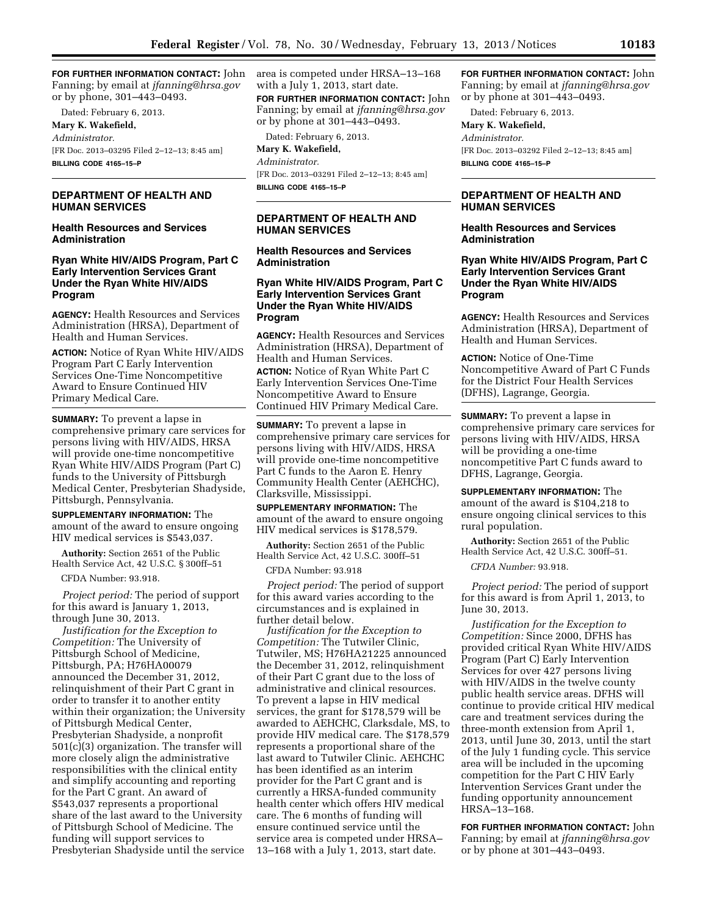**FOR FURTHER INFORMATION CONTACT:** John Fanning; by email at *jfanning@hrsa.gov* or by phone, 301–443–0493.

Dated: February 6, 2013.

**Mary K. Wakefield,**

*Administrator.*

[FR Doc. 2013–03295 Filed 2–12–13; 8:45 am]

**BILLING CODE 4165–15–P**

## DEPARTMENT OF HEALTH AND HUMAN SERVICES

### Health Resources and Services Administration

### Ryan White HIV/AIDS Program, Part C Early Intervention Services Grant Under the Ryan White HIV/AIDS Program

**AGENCY:** Health Resources and Services Administration (HRSA), Department of Health and Human Services.

**ACTION:** Notice of Ryan White HIV/AIDS Program Part C Early Intervention Services One-Time Noncompetitive Award to Ensure Continued HIV Primary Medical Care.

**SUMMARY:** To prevent a lapse in comprehensive primary care services for persons living with HIV/AIDS, HRSA will provide one-time noncompetitive Ryan White HIV/AIDS Program (Part C) funds to the University of Pittsburgh Medical Center, Presbyterian Shadyside, Pittsburgh, Pennsylvania.

**SUPPLEMENTARY INFORMATION:** The amount of the award to ensure ongoing HIV medical services is $543,037.

**Authority:** Section 2651 of the Public Health Service Act, 42 U.S.C. § 300ff–51

CFDA Number: 93.918.

*Project period:* The period of support for this award is January 1, 2013, through June 30, 2013.

*Justification for the Exception to Competition:* The University of Pittsburgh School of Medicine, Pittsburgh, PA; H76HA00079 announced the December 31, 2012, relinquishment of their Part C grant in order to transfer it to another entity within their organization; the University of Pittsburgh Medical Center, Presbyterian Shadyside, a nonprofit 501(c)(3) organization. The transfer will more closely align the administrative responsibilities with the clinical entity and simplify accounting and reporting for the Part C grant. An award of $543,037 represents a proportional share of the last award to the University of Pittsburgh School of Medicine. The funding will support services to Presbyterian Shadyside until the service area is competed under HRSA–13–168 with a July 1, 2013, start date.

**FOR FURTHER INFORMATION CONTACT:** John Fanning; by email at *jfanning@hrsa.gov* or by phone at 301–443–0493.

Dated: February 6, 2013.

**Mary K. Wakefield,**

*Administrator.*

[FR Doc. 2013–03291 Filed 2–12–13; 8:45 am]

**BILLING CODE 4165–15–P**

## DEPARTMENT OF HEALTH AND HUMAN SERVICES

### Health Resources and Services Administration

### Ryan White HIV/AIDS Program, Part C Early Intervention Services Grant Under the Ryan White HIV/AIDS Program

**AGENCY:** Health Resources and Services Administration (HRSA), Department of Health and Human Services.

**ACTION:** Notice of Ryan White Part C Early Intervention Services One-Time Noncompetitive Award to Ensure Continued HIV Primary Medical Care.

**SUMMARY:** To prevent a lapse in comprehensive primary care services for persons living with HIV/AIDS, HRSA will provide one-time noncompetitive Part C funds to the Aaron E. Henry Community Health Center (AEHCHC), Clarksville, Mississippi.

**SUPPLEMENTARY INFORMATION:** The amount of the award to ensure ongoing HIV medical services is $178,579.

**Authority:** Section 2651 of the Public Health Service Act, 42 U.S.C. 300ff–51

CFDA Number: 93.918

*Project period:* The period of support for this award varies according to the circumstances and is explained in further detail below.

*Justification for the Exception to Competition:* The Tutwiler Clinic, Tutwiler, MS; H76HA21225 announced the December 31, 2012, relinquishment of their Part C grant due to the loss of administrative and clinical resources. To prevent a lapse in HIV medical services, the grant for $178,579 will be awarded to AEHCHC, Clarksdale, MS, to provide HIV medical care. The $178,579 represents a proportional share of the last award to Tutwiler Clinic. AEHCHC has been identified as an interim provider for the Part C grant and is currently a HRSA-funded community health center which offers HIV medical care. The 6 months of funding will ensure continued service until the service area is competed under HRSA–13–168 with a July 1, 2013, start date.

**FOR FURTHER INFORMATION CONTACT:** John Fanning; by email at *jfanning@hrsa.gov* or by phone at 301–443–0493.

Dated: February 6, 2013.

**Mary K. Wakefield,**

*Administrator.*

[FR Doc. 2013–03292 Filed 2–12–13; 8:45 am]

**BILLING CODE 4165–15–P**

## DEPARTMENT OF HEALTH AND HUMAN SERVICES

### Health Resources and Services Administration

### Ryan White HIV/AIDS Program, Part C Early Intervention Services Grant Under the Ryan White HIV/AIDS Program

**AGENCY:** Health Resources and Services Administration (HRSA), Department of Health and Human Services.

**ACTION:** Notice of One-Time Noncompetitive Award of Part C Funds for the District Four Health Services (DFHS), Lagrange, Georgia.

**SUMMARY:** To prevent a lapse in comprehensive primary care services for persons living with HIV/AIDS, HRSA will be providing a one-time noncompetitive Part C funds award to DFHS, Lagrange, Georgia.

**SUPPLEMENTARY INFORMATION:** The amount of the award is $104,218 to ensure ongoing clinical services to this rural population.

**Authority:** Section 2651 of the Public Health Service Act, 42 U.S.C. 300ff–51.

*CFDA Number:* 93.918.

*Project period:* The period of support for this award is from April 1, 2013, to June 30, 2013.

*Justification for the Exception to Competition:* Since 2000, DFHS has provided critical Ryan White HIV/AIDS Program (Part C) Early Intervention Services for over 427 persons living with HIV/AIDS in the twelve county public health service areas. DFHS will continue to provide critical HIV medical care and treatment services during the three-month extension from April 1, 2013, until June 30, 2013, until the start of the July 1 funding cycle. This service area will be included in the upcoming competition for the Part C HIV Early Intervention Services Grant under the funding opportunity announcement HRSA–13–168.

**FOR FURTHER INFORMATION CONTACT:** John Fanning; by email at *jfanning@hrsa.gov* or by phone at 301–443–0493.